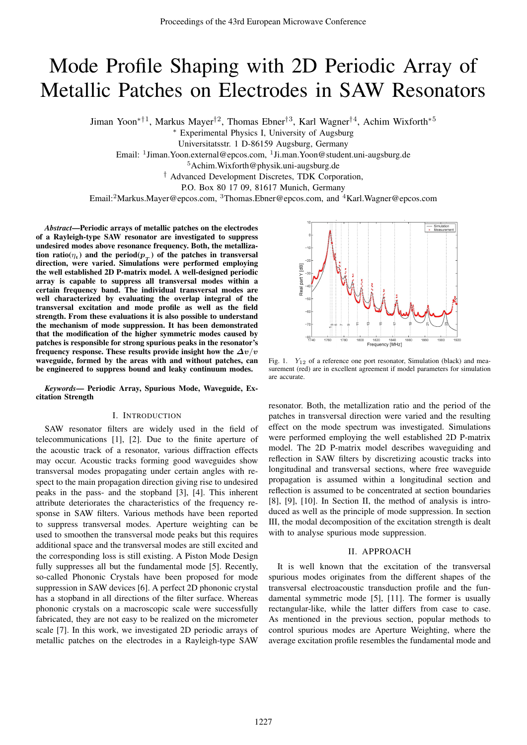# Mode Profile Shaping with 2D Periodic Array of Metallic Patches on Electrodes in SAW Resonators

Jiman Yoon[*†1], Markus Mayer[†2], Thomas Ebner[†3], Karl Wagner[†4], Achim Wixforth[*5]

[*] Experimental Physics I, University of Augsburg
Universitatsstr. 1 D-86159 Augsburg, Germany
Email: [1]Jiman.Yoon.external@epcos.com, [1]Ji.man.Yoon@student.uni-augsburg.de
[5]Achim.Wixforth@physik.uni-augsburg.de

[†] Advanced Development Discretes, TDK Corporation,
P.O. Box 80 17 09, 81617 Munich, Germany
Email:[2]Markus.Mayer@epcos.com, [3]Thomas.Ebner@epcos.com, and [4]Karl.Wagner@epcos.com

***Abstract*—Periodic arrays of metallic patches on the electrodes of a Rayleigh-type SAW resonator are investigated to suppress undesired modes above resonance frequency. Both, the metallization ratio($\eta_t$) and the period($p_T$) of the patches in transversal direction, were varied. Simulations were performed employing the well established 2D P-matrix model. A well-designed periodic array is capable to suppress all transversal modes within a certain frequency band. The individual transversal modes are well characterized by evaluating the overlap integral of the transversal excitation and mode profile as well as the field strength. From these evaluations it is also possible to understand the mechanism of mode suppression. It has been demonstrated that the modification of the higher symmetric modes caused by patches is responsible for strong spurious peaks in the resonator's frequency response. These results provide insight how the $\Delta v/v$ waveguide, formed by the areas with and without patches, can be engineered to suppress bound and leaky continuum modes.**

***Keywords*— Periodic Array, Spurious Mode, Waveguide, Excitation Strength**

## I. Introduction

SAW resonator filters are widely used in the field of telecommunications [1], [2]. Due to the finite aperture of the acoustic track of a resonator, various diffraction effects may occur. Acoustic tracks forming good waveguides show transversal modes propagating under certain angles with respect to the main propagation direction giving rise to undesired peaks in the pass- and the stopband [3], [4]. This inherent attribute deteriorates the characteristics of the frequency response in SAW filters. Various methods have been reported to suppress transversal modes. Aperture weighting can be used to smoothen the transversal mode peaks but this requires additional space and the transversal modes are still excited and the corresponding loss is still existing. A Piston Mode Design fully suppresses all but the fundamental mode [5]. Recently, so-called Phononic Crystals have been proposed for mode suppression in SAW devices [6]. A perfect 2D phononic crystal has a stopband in all directions of the filter surface. Whereas phononic crystals on a macroscopic scale were successfully fabricated, they are not easy to be realized on the micrometer scale [7]. In this work, we investigated 2D periodic arrays of metallic patches on the electrodes in a Rayleigh-type SAW resonator. Both, the metallization ratio and the period of the patches in transversal direction were varied and the resulting effect on the mode spectrum was investigated. Simulations were performed employing the well established 2D P-matrix model. The 2D P-matrix model describes waveguiding and reflection in SAW filters by discretizing acoustic tracks into longitudinal and transversal sections, where free waveguide propagation is assumed within a longitudinal section and reflection is assumed to be concentrated at section boundaries [8], [9], [10]. In Section II, the method of analysis is introduced as well as the principle of mode suppression. In section III, the modal decomposition of the excitation strength is dealt with to analyse spurious mode suppression.

Fig. 1. $Y_{12}$ of a reference one port resonator, Simulation (black) and measurement (red) are in excellent agreement if model parameters for simulation are accurate.

## II. Approach

It is well known that the excitation of the transversal spurious modes originates from the different shapes of the transversal electroacoustic transduction profile and the fundamental symmetric mode [5], [11]. The former is usually rectangular-like, while the latter differs from case to case. As mentioned in the previous section, popular methods to control spurious modes are Aperture Weighting, where the average excitation profile resembles the fundamental mode and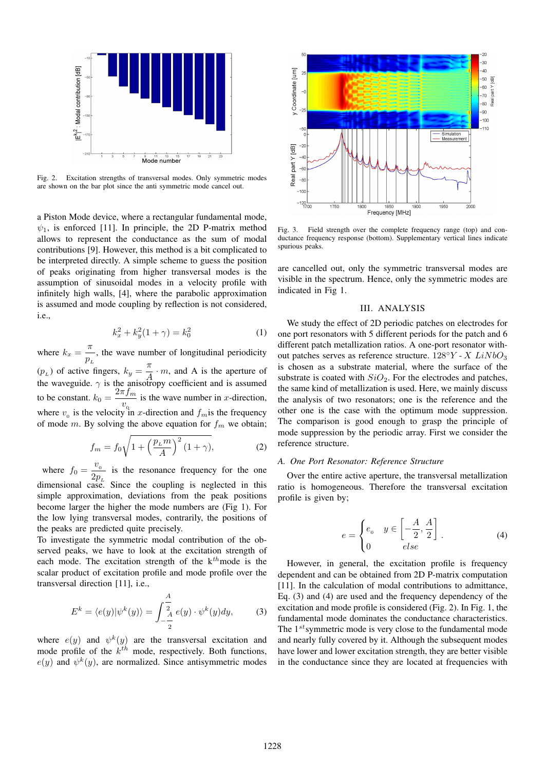Fig. 2. Excitation strengths of transversal modes. Only symmetric modes are shown on the bar plot since the anti symmetric mode cancel out.

Fig. 3. Field strength over the complete frequency range (top) and conductance frequency response (bottom). Supplementary vertical lines indicate spurious peaks.

a Piston Mode device, where a rectangular fundamental mode, $\psi_1$, is enforced [11]. In principle, the 2D P-matrix method allows to represent the conductance as the sum of modal contributions [9]. However, this method is a bit complicated to be interpreted directly. A simple scheme to guess the position of peaks originating from higher transversal modes is the assumption of sinusoidal modes in a velocity profile with infinitely high walls, [4], where the parabolic approximation is assumed and mode coupling by reflection is not considered, i.e.,

$$k_x^2 + k_y^2(1+\gamma) = k_0^2 \tag{1}$$

where $k_x = \frac{\pi}{p_{_L}}$, the wave number of longitudinal periodicity ($p_{_L}$) of active fingers, $k_y = \frac{\pi}{A} \cdot m$, and A is the aperture of the waveguide. $\gamma$ is the anisotropy coefficient and is assumed to be constant. $k_0 = \frac{2\pi f_m}{v_{_0}}$ is the wave number in $x$-direction, where $v_{_0}$ is the velocity in $x$-direction and $f_m$is the frequency of mode $m$. By solving the above equation for $f_m$ we obtain;

$$f_m = f_0 \sqrt{1 + \left(\frac{p_{_L} m}{A}\right)^2 (1+\gamma)}, \tag{2}$$

where $f_0 = \frac{v_{_0}}{2p_{_L}}$ is the resonance frequency for the one dimensional case. Since the coupling is neglected in this simple approximation, deviations from the peak positions become larger the higher the mode numbers are (Fig 1). For the low lying transversal modes, contrarily, the positions of the peaks are predicted quite precisely.

To investigate the symmetric modal contribution of the observed peaks, we have to look at the excitation strength of each mode. The excitation strength of the k$^{th}$mode is the scalar product of excitation profile and mode profile over the transversal direction [11], i.e.,

$$E^k = \langle e(y) | \psi^k(y) \rangle = \int_{-\frac{A}{2}}^{\frac{A}{2}} e(y) \cdot \psi^k(y) dy, \tag{3}$$

where $e(y)$ and $\psi^k(y)$ are the transversal excitation and mode profile of the $k^{th}$ mode, respectively. Both functions, $e(y)$ and $\psi^k(y)$, are normalized. Since antisymmetric modes are cancelled out, only the symmetric transversal modes are visible in the spectrum. Hence, only the symmetric modes are indicated in Fig 1.

## III. Analysis

We study the effect of 2D periodic patches on electrodes for one port resonators with 5 different periods for the patch and 6 different patch metallization ratios. A one-port resonator without patches serves as reference structure. $128°Y$ - $X$ $LiNbO_3$ is chosen as a substrate material, where the surface of the substrate is coated with $SiO_2$. For the electrodes and patches, the same kind of metallization is used. Here, we mainly discuss the analysis of two resonators; one is the reference and the other one is the case with the optimum mode suppression. The comparison is good enough to grasp the principle of mode suppression by the periodic array. First we consider the reference structure.

### *A. One Port Resonator: Reference Structure*

Over the entire active aperture, the transversal metallization ratio is homogeneous. Therefore the transversal excitation profile is given by;

$$e = \begin{cases} e_{_0} & y \in \left[-\frac{A}{2}, \frac{A}{2}\right] \\ 0 & else \end{cases}. \tag{4}$$

However, in general, the excitation profile is frequency dependent and can be obtained from 2D P-matrix computation [11]. In the calculation of modal contributions to admittance, Eq. (3) and (4) are used and the frequency dependency of the excitation and mode profile is considered (Fig. 2). In Fig. 1, the fundamental mode dominates the conductance characteristics. The $1^{st}$symmetric mode is very close to the fundamental mode and nearly fully covered by it. Although the subsequent modes have lower and lower excitation strength, they are better visible in the conductance since they are located at frequencies with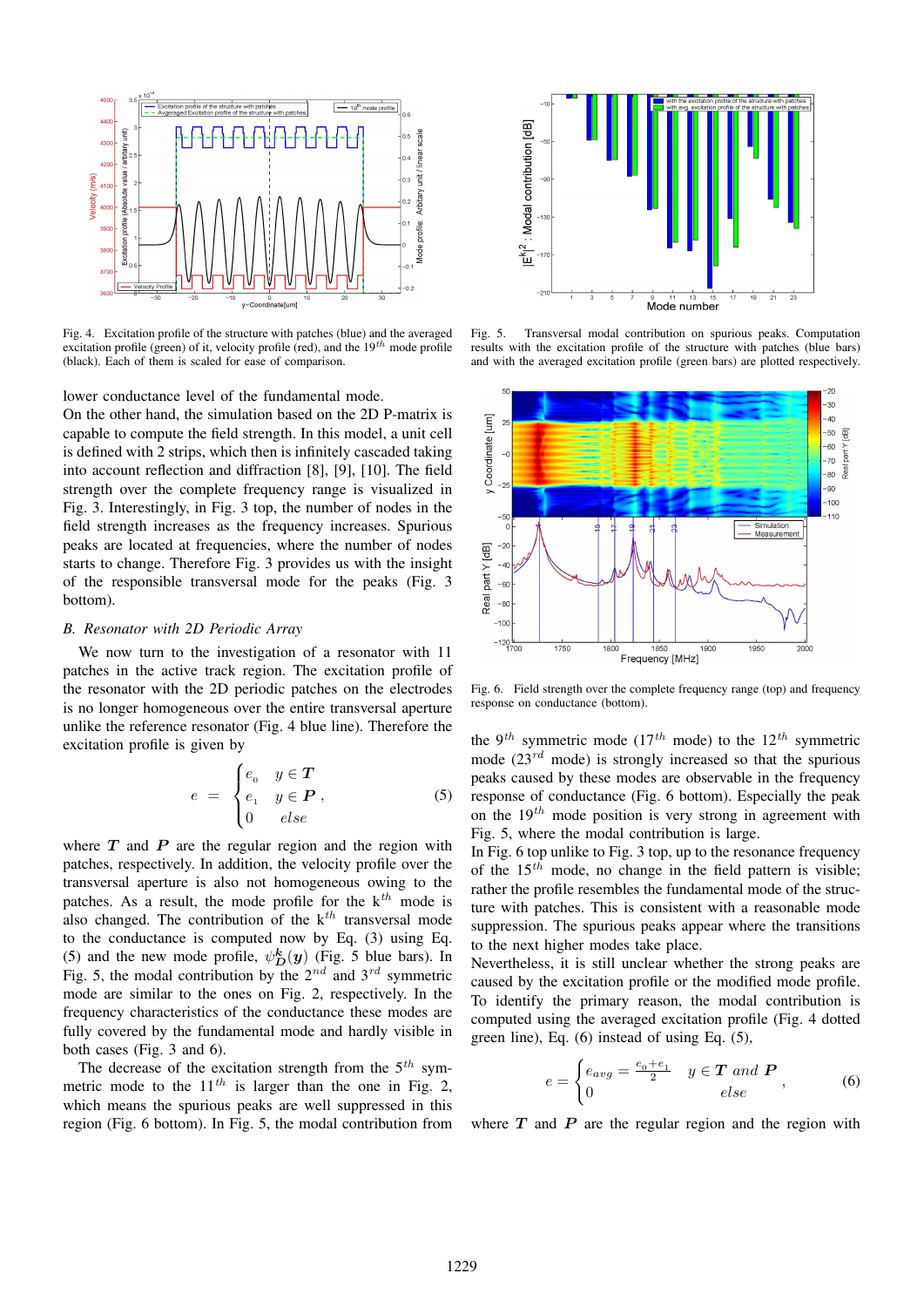Fig. 4. Excitation profile of the structure with patches (blue) and the averaged excitation profile (green) of it, velocity profile (red), and the $19^{th}$ mode profile (black). Each of them is scaled for ease of comparison.

Fig. 5. Transversal modal contribution on spurious peaks. Computation results with the excitation profile of the structure with patches (blue bars) and with the averaged excitation profile (green bars) are plotted respectively.

lower conductance level of the fundamental mode.

On the other hand, the simulation based on the 2D P-matrix is capable to compute the field strength. In this model, a unit cell is defined with 2 strips, which then is infinitely cascaded taking into account reflection and diffraction [8], [9], [10]. The field strength over the complete frequency range is visualized in Fig. 3. Interestingly, in Fig. 3 top, the number of nodes in the field strength increases as the frequency increases. Spurious peaks are located at frequencies, where the number of nodes starts to change. Therefore Fig. 3 provides us with the insight of the responsible transversal mode for the peaks (Fig. 3 bottom).

### B. Resonator with 2D Periodic Array

We now turn to the investigation of a resonator with 11 patches in the active track region. The excitation profile of the resonator with the 2D periodic patches on the electrodes is no longer homogeneous over the entire transversal aperture unlike the reference resonator (Fig. 4 blue line). Therefore the excitation profile is given by

$$e = \begin{cases} e_0 & y \in \boldsymbol{T} \\ e_1 & y \in \boldsymbol{P} \\ 0 & else \end{cases}, \tag{5}$$

where $\boldsymbol{T}$ and $\boldsymbol{P}$ are the regular region and the region with patches, respectively. In addition, the velocity profile over the transversal aperture is also not homogeneous owing to the patches. As a result, the mode profile for the $k^{th}$ mode is also changed. The contribution of the $k^{th}$ transversal mode to the conductance is computed now by Eq. (3) using Eq. (5) and the new mode profile, $\psi^{k}_{\boldsymbol{D}}(\boldsymbol{y})$ (Fig. 5 blue bars). In Fig. 5, the modal contribution by the $2^{nd}$ and $3^{rd}$ symmetric mode are similar to the ones on Fig. 2, respectively. In the frequency characteristics of the conductance these modes are fully covered by the fundamental mode and hardly visible in both cases (Fig. 3 and 6).

The decrease of the excitation strength from the $5^{th}$ symmetric mode to the $11^{th}$ is larger than the one in Fig. 2, which means the spurious peaks are well suppressed in this region (Fig. 6 bottom). In Fig. 5, the modal contribution from the $9^{th}$ symmetric mode ($17^{th}$ mode) to the $12^{th}$ symmetric mode ($23^{rd}$ mode) is strongly increased so that the spurious peaks caused by these modes are observable in the frequency response of conductance (Fig. 6 bottom). Especially the peak on the $19^{th}$ mode position is very strong in agreement with Fig. 5, where the modal contribution is large.

Fig. 6. Field strength over the complete frequency range (top) and frequency response on conductance (bottom).

In Fig. 6 top unlike to Fig. 3 top, up to the resonance frequency of the $15^{th}$ mode, no change in the field pattern is visible; rather the profile resembles the fundamental mode of the structure with patches. This is consistent with a reasonable mode suppression. The spurious peaks appear where the transitions to the next higher modes take place.

Nevertheless, it is still unclear whether the strong peaks are caused by the excitation profile or the modified mode profile. To identify the primary reason, the modal contribution is computed using the averaged excitation profile (Fig. 4 dotted green line), Eq. (6) instead of using Eq. (5),

$$e = \begin{cases} e_{avg} = \frac{e_0 + e_1}{2} & y \in \boldsymbol{T} \text{ and } \boldsymbol{P} \\ 0 & else \end{cases}, \tag{6}$$

where $\boldsymbol{T}$ and $\boldsymbol{P}$ are the regular region and the region with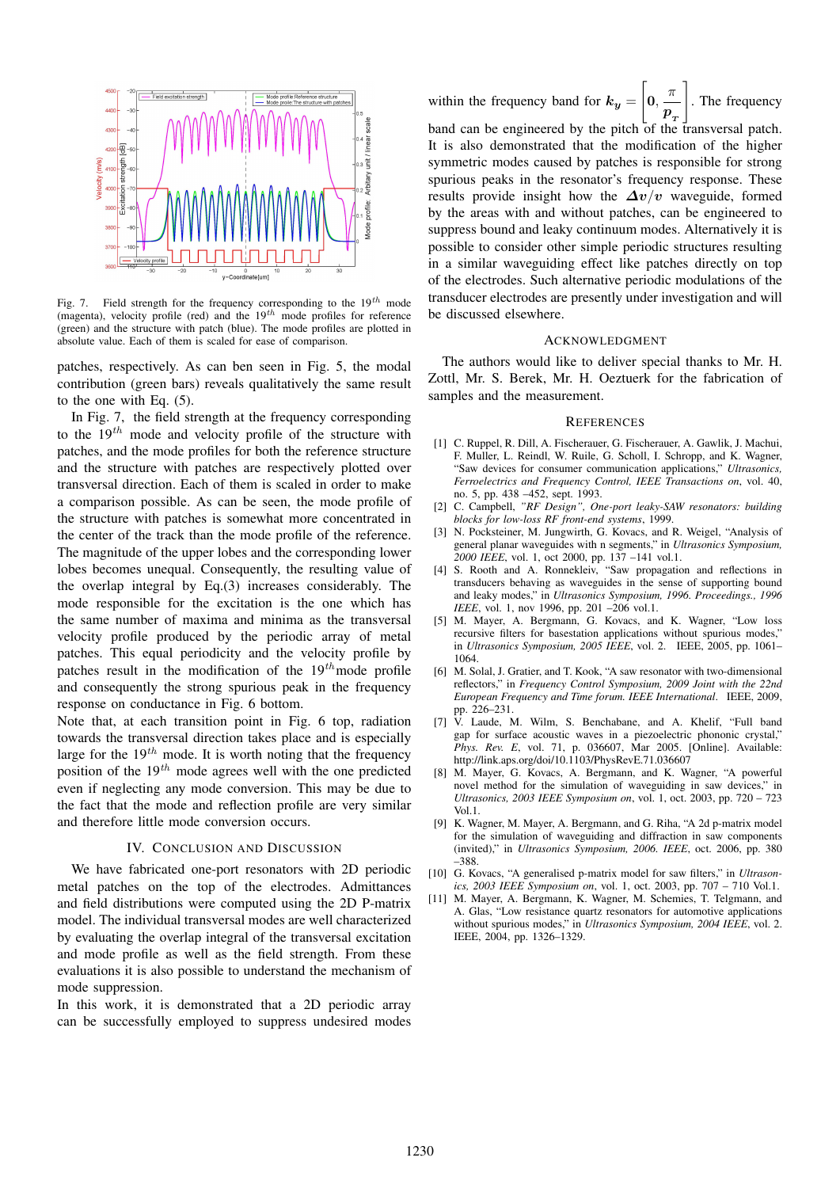Field excitation strength

Mode profile Reference structure

Mode profile The structure with patches

Velocity profile

Velocity (m/s)

Excitation strength [dB]

Mode profile: Arbitary unit / linear scale

y-Coordinate[um]

4500 4400 4300 4200 4100 4000 3900 3800 3700 3600

−20 −30 −40 −50 −60 −70 −80 −90 −100 −110

0.5 0.4 0.3 0.2 0.1 0

−30 −20 −10 0 10 20 30

Fig. 7. Field strength for the frequency corresponding to the $19^{th}$ mode (magenta), velocity profile (red) and the $19^{th}$ mode profiles for reference (green) and the structure with patch (blue). The mode profiles are plotted in absolute value. Each of them is scaled for ease of comparison.

patches, respectively. As can ben seen in Fig. 5, the modal contribution (green bars) reveals qualitatively the same result to the one with Eq. (5).

In Fig. 7, the field strength at the frequency corresponding to the $19^{th}$ mode and velocity profile of the structure with patches, and the mode profiles for both the reference structure and the structure with patches are respectively plotted over transversal direction. Each of them is scaled in order to make a comparison possible. As can be seen, the mode profile of the structure with patches is somewhat more concentrated in the center of the track than the mode profile of the reference. The magnitude of the upper lobes and the corresponding lower lobes becomes unequal. Consequently, the resulting value of the overlap integral by Eq.(3) increases considerably. The mode responsible for the excitation is the one which has the same number of maxima and minima as the transversal velocity profile produced by the periodic array of metal patches. This equal periodicity and the velocity profile by patches result in the modification of the $19^{th}$mode profile and consequently the strong spurious peak in the frequency response on conductance in Fig. 6 bottom.

Note that, at each transition point in Fig. 6 top, radiation towards the transversal direction takes place and is especially large for the $19^{th}$ mode. It is worth noting that the frequency position of the $19^{th}$ mode agrees well with the one predicted even if neglecting any mode conversion. This may be due to the fact that the mode and reflection profile are very similar and therefore little mode conversion occurs.

## IV. Conclusion and Discussion

We have fabricated one-port resonators with 2D periodic metal patches on the top of the electrodes. Admittances and field distributions were computed using the 2D P-matrix model. The individual transversal modes are well characterized by evaluating the overlap integral of the transversal excitation and mode profile as well as the field strength. From these evaluations it is also possible to understand the mechanism of mode suppression.

In this work, it is demonstrated that a 2D periodic array can be successfully employed to suppress undesired modes within the frequency band for $k_y = \left[0, \frac{\pi}{p_T}\right]$. The frequency band can be engineered by the pitch of the transversal patch. It is also demonstrated that the modification of the higher symmetric modes caused by patches is responsible for strong spurious peaks in the resonator's frequency response. These results provide insight how the $\Delta v/v$ waveguide, formed by the areas with and without patches, can be engineered to suppress bound and leaky continuum modes. Alternatively it is possible to consider other simple periodic structures resulting in a similar waveguiding effect like patches directly on top of the electrodes. Such alternative periodic modulations of the transducer electrodes are presently under investigation and will be discussed elsewhere.

## Acknowledgment

The authors would like to deliver special thanks to Mr. H. Zottl, Mr. S. Berek, Mr. H. Oeztuerk for the fabrication of samples and the measurement.

## References

[1] C. Ruppel, R. Dill, A. Fischerauer, G. Fischerauer, A. Gawlik, J. Machui, F. Muller, L. Reindl, W. Ruile, G. Scholl, I. Schropp, and K. Wagner, "Saw devices for consumer communication applications," *Ultrasonics, Ferroelectrics and Frequency Control, IEEE Transactions on*, vol. 40, no. 5, pp. 438 –452, sept. 1993.

[2] C. Campbell, *"RF Design", One-port leaky-SAW resonators: building blocks for low-loss RF front-end systems*, 1999.

[3] N. Pocksteiner, M. Jungwirth, G. Kovacs, and R. Weigel, "Analysis of general planar waveguides with n segments," in *Ultrasonics Symposium, 2000 IEEE*, vol. 1, oct 2000, pp. 137 –141 vol.1.

[4] S. Rooth and A. Ronnekleiv, "Saw propagation and reflections in transducers behaving as waveguides in the sense of supporting bound and leaky modes," in *Ultrasonics Symposium, 1996. Proceedings., 1996 IEEE*, vol. 1, nov 1996, pp. 201 –206 vol.1.

[5] M. Mayer, A. Bergmann, G. Kovacs, and K. Wagner, "Low loss recursive filters for basestation applications without spurious modes," in *Ultrasonics Symposium, 2005 IEEE*, vol. 2. IEEE, 2005, pp. 1061–1064.

[6] M. Solal, J. Gratier, and T. Kook, "A saw resonator with two-dimensional reflectors," in *Frequency Control Symposium, 2009 Joint with the 22nd European Frequency and Time forum. IEEE International*. IEEE, 2009, pp. 226–231.

[7] V. Laude, M. Wilm, S. Benchabane, and A. Khelif, "Full band gap for surface acoustic waves in a piezoelectric phononic crystal," *Phys. Rev. E*, vol. 71, p. 036607, Mar 2005. [Online]. Available: http://link.aps.org/doi/10.1103/PhysRevE.71.036607

[8] M. Mayer, G. Kovacs, A. Bergmann, and K. Wagner, "A powerful novel method for the simulation of waveguiding in saw devices," in *Ultrasonics, 2003 IEEE Symposium on*, vol. 1, oct. 2003, pp. 720 – 723 Vol.1.

[9] K. Wagner, M. Mayer, A. Bergmann, and G. Riha, "A 2d p-matrix model for the simulation of waveguiding and diffraction in saw components (invited)," in *Ultrasonics Symposium, 2006. IEEE*, oct. 2006, pp. 380 –388.

[10] G. Kovacs, "A generalised p-matrix model for saw filters," in *Ultrasonics, 2003 IEEE Symposium on*, vol. 1, oct. 2003, pp. 707 – 710 Vol.1.

[11] M. Mayer, A. Bergmann, K. Wagner, M. Schemies, T. Telgmann, and A. Glas, "Low resistance quartz resonators for automotive applications without spurious modes," in *Ultrasonics Symposium, 2004 IEEE*, vol. 2. IEEE, 2004, pp. 1326–1329.